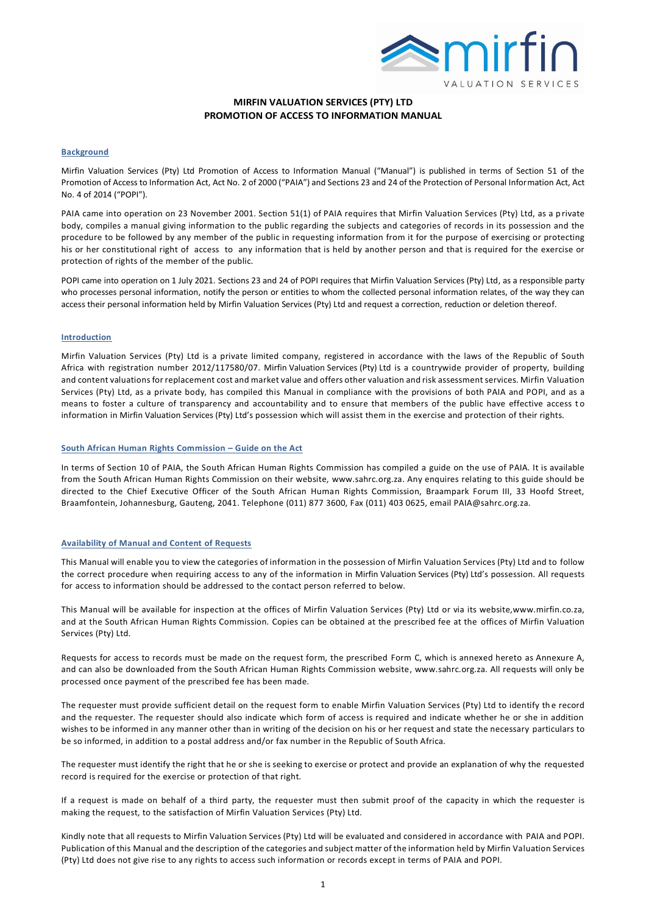# MIRFIN VALUATION SERVICES (PTY) LTD
# PROMOTION OF ACCESS TO INFORMATION MANUAL

## Background

Mirfin Valuation Services (Pty) Ltd Promotion of Access to Information Manual ("Manual") is published in terms of Section 51 of the Promotion of Access to Information Act, Act No. 2 of 2000 ("PAIA") and Sections 23 and 24 of the Protection of Personal Information Act, Act No. 4 of 2014 ("POPI").

PAIA came into operation on 23 November 2001. Section 51(1) of PAIA requires that Mirfin Valuation Services (Pty) Ltd, as a private body, compiles a manual giving information to the public regarding the subjects and categories of records in its possession and the procedure to be followed by any member of the public in requesting information from it for the purpose of exercising or protecting his or her constitutional right of access to any information that is held by another person and that is required for the exercise or protection of rights of the member of the public.

POPI came into operation on 1 July 2021. Sections 23 and 24 of POPI requires that Mirfin Valuation Services (Pty) Ltd, as a responsible party who processes personal information, notify the person or entities to whom the collected personal information relates, of the way they can access their personal information held by Mirfin Valuation Services (Pty) Ltd and request a correction, reduction or deletion thereof.

## Introduction

Mirfin Valuation Services (Pty) Ltd is a private limited company, registered in accordance with the laws of the Republic of South Africa with registration number 2012/117580/07. Mirfin Valuation Services (Pty) Ltd is a countrywide provider of property, building and content valuations for replacement cost and market value and offers other valuation and risk assessment services. Mirfin Valuation Services (Pty) Ltd, as a private body, has compiled this Manual in compliance with the provisions of both PAIA and POPI, and as a means to foster a culture of transparency and accountability and to ensure that members of the public have effective access to information in Mirfin Valuation Services (Pty) Ltd's possession which will assist them in the exercise and protection of their rights.

## South African Human Rights Commission – Guide on the Act

In terms of Section 10 of PAIA, the South African Human Rights Commission has compiled a guide on the use of PAIA. It is available from the South African Human Rights Commission on their website, www.sahrc.org.za. Any enquires relating to this guide should be directed to the Chief Executive Officer of the South African Human Rights Commission, Braampark Forum III, 33 Hoofd Street, Braamfontein, Johannesburg, Gauteng, 2041. Telephone (011) 877 3600, Fax (011) 403 0625, email PAIA@sahrc.org.za.

## Availability of Manual and Content of Requests

This Manual will enable you to view the categories of information in the possession of Mirfin Valuation Services (Pty) Ltd and to follow the correct procedure when requiring access to any of the information in Mirfin Valuation Services (Pty) Ltd's possession. All requests for access to information should be addressed to the contact person referred to below.

This Manual will be available for inspection at the offices of Mirfin Valuation Services (Pty) Ltd or via its website,www.mirfin.co.za, and at the South African Human Rights Commission. Copies can be obtained at the prescribed fee at the offices of Mirfin Valuation Services (Pty) Ltd.

Requests for access to records must be made on the request form, the prescribed Form C, which is annexed hereto as Annexure A, and can also be downloaded from the South African Human Rights Commission website, www.sahrc.org.za. All requests will only be processed once payment of the prescribed fee has been made.

The requester must provide sufficient detail on the request form to enable Mirfin Valuation Services (Pty) Ltd to identify the record and the requester. The requester should also indicate which form of access is required and indicate whether he or she in addition wishes to be informed in any manner other than in writing of the decision on his or her request and state the necessary particulars to be so informed, in addition to a postal address and/or fax number in the Republic of South Africa.

The requester must identify the right that he or she is seeking to exercise or protect and provide an explanation of why the requested record is required for the exercise or protection of that right.

If a request is made on behalf of a third party, the requester must then submit proof of the capacity in which the requester is making the request, to the satisfaction of Mirfin Valuation Services (Pty) Ltd.

Kindly note that all requests to Mirfin Valuation Services (Pty) Ltd will be evaluated and considered in accordance with PAIA and POPI. Publication of this Manual and the description of the categories and subject matter of the information held by Mirfin Valuation Services (Pty) Ltd does not give rise to any rights to access such information or records except in terms of PAIA and POPI.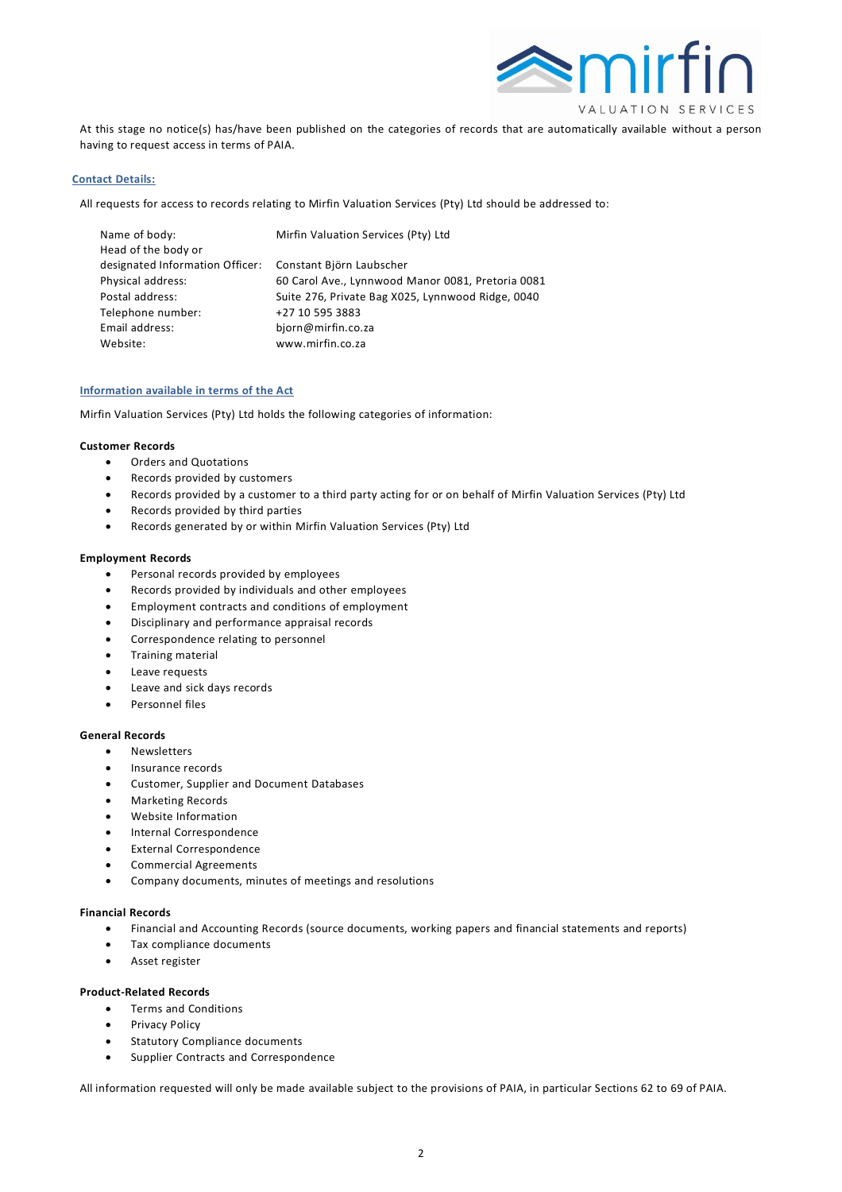At this stage no notice(s) has/have been published on the categories of records that are automatically available without a person having to request access in terms of PAIA.

## Contact Details:

All requests for access to records relating to Mirfin Valuation Services (Pty) Ltd should be addressed to:

| | |
|---|---|
| Name of body: | Mirfin Valuation Services (Pty) Ltd |
| Head of the body or designated Information Officer: | Constant Björn Laubscher |
| Physical address: | 60 Carol Ave., Lynnwood Manor 0081, Pretoria 0081 |
| Postal address: | Suite 276, Private Bag X025, Lynnwood Ridge, 0040 |
| Telephone number: | +27 10 595 3883 |
| Email address: | bjorn@mirfin.co.za |
| Website: | www.mirfin.co.za |

## Information available in terms of the Act

Mirfin Valuation Services (Pty) Ltd holds the following categories of information:

**Customer Records**

- Orders and Quotations
- Records provided by customers
- Records provided by a customer to a third party acting for or on behalf of Mirfin Valuation Services (Pty) Ltd
- Records provided by third parties
- Records generated by or within Mirfin Valuation Services (Pty) Ltd

**Employment Records**

- Personal records provided by employees
- Records provided by individuals and other employees
- Employment contracts and conditions of employment
- Disciplinary and performance appraisal records
- Correspondence relating to personnel
- Training material
- Leave requests
- Leave and sick days records
- Personnel files

**General Records**

- Newsletters
- Insurance records
- Customer, Supplier and Document Databases
- Marketing Records
- Website Information
- Internal Correspondence
- External Correspondence
- Commercial Agreements
- Company documents, minutes of meetings and resolutions

**Financial Records**

- Financial and Accounting Records (source documents, working papers and financial statements and reports)
- Tax compliance documents
- Asset register

**Product-Related Records**

- Terms and Conditions
- Privacy Policy
- Statutory Compliance documents
- Supplier Contracts and Correspondence

All information requested will only be made available subject to the provisions of PAIA, in particular Sections 62 to 69 of PAIA.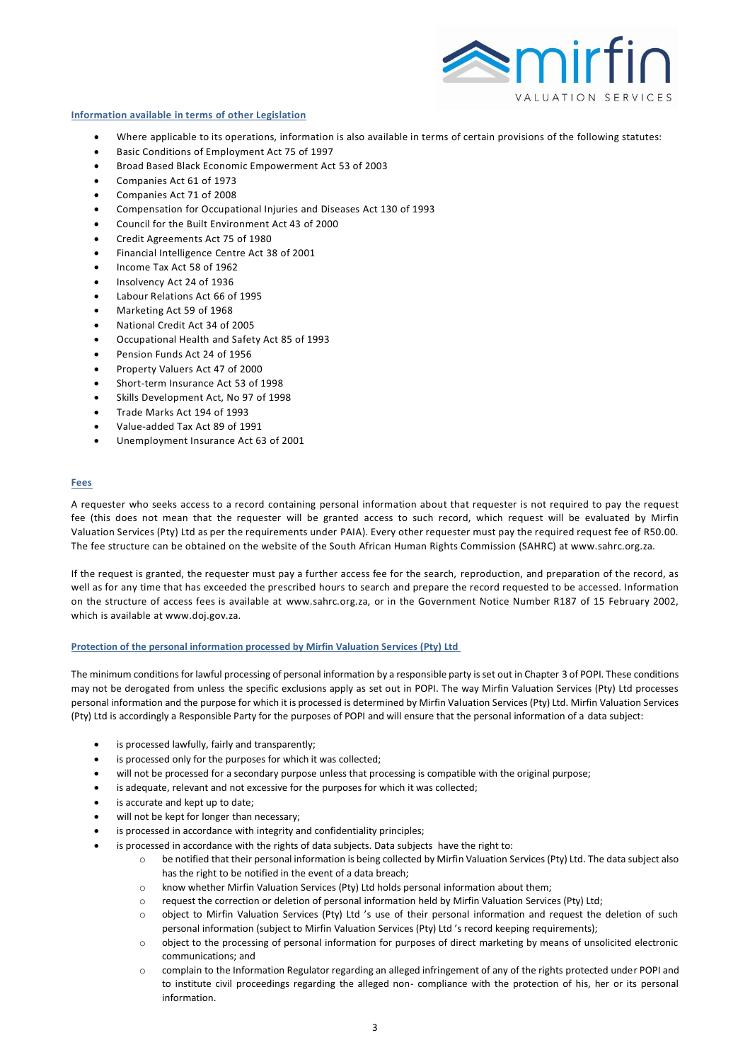## Information available in terms of other Legislation

- Where applicable to its operations, information is also available in terms of certain provisions of the following statutes:
- Basic Conditions of Employment Act 75 of 1997
- Broad Based Black Economic Empowerment Act 53 of 2003
- Companies Act 61 of 1973
- Companies Act 71 of 2008
- Compensation for Occupational Injuries and Diseases Act 130 of 1993
- Council for the Built Environment Act 43 of 2000
- Credit Agreements Act 75 of 1980
- Financial Intelligence Centre Act 38 of 2001
- Income Tax Act 58 of 1962
- Insolvency Act 24 of 1936
- Labour Relations Act 66 of 1995
- Marketing Act 59 of 1968
- National Credit Act 34 of 2005
- Occupational Health and Safety Act 85 of 1993
- Pension Funds Act 24 of 1956
- Property Valuers Act 47 of 2000
- Short-term Insurance Act 53 of 1998
- Skills Development Act, No 97 of 1998
- Trade Marks Act 194 of 1993
- Value-added Tax Act 89 of 1991
- Unemployment Insurance Act 63 of 2001

## Fees

A requester who seeks access to a record containing personal information about that requester is not required to pay the request fee (this does not mean that the requester will be granted access to such record, which request will be evaluated by Mirfin Valuation Services (Pty) Ltd as per the requirements under PAIA). Every other requester must pay the required request fee of R50.00. The fee structure can be obtained on the website of the South African Human Rights Commission (SAHRC) at www.sahrc.org.za.

If the request is granted, the requester must pay a further access fee for the search, reproduction, and preparation of the record, as well as for any time that has exceeded the prescribed hours to search and prepare the record requested to be accessed. Information on the structure of access fees is available at www.sahrc.org.za, or in the Government Notice Number R187 of 15 February 2002, which is available at www.doj.gov.za.

## Protection of the personal information processed by Mirfin Valuation Services (Pty) Ltd

The minimum conditions for lawful processing of personal information by a responsible party is set out in Chapter 3 of POPI. These conditions may not be derogated from unless the specific exclusions apply as set out in POPI. The way Mirfin Valuation Services (Pty) Ltd processes personal information and the purpose for which it is processed is determined by Mirfin Valuation Services (Pty) Ltd. Mirfin Valuation Services (Pty) Ltd is accordingly a Responsible Party for the purposes of POPI and will ensure that the personal information of a data subject:

- is processed lawfully, fairly and transparently;
- is processed only for the purposes for which it was collected;
- will not be processed for a secondary purpose unless that processing is compatible with the original purpose;
- is adequate, relevant and not excessive for the purposes for which it was collected;
- is accurate and kept up to date;
- will not be kept for longer than necessary;
- is processed in accordance with integrity and confidentiality principles;
- is processed in accordance with the rights of data subjects. Data subjects have the right to:
  - be notified that their personal information is being collected by Mirfin Valuation Services (Pty) Ltd. The data subject also has the right to be notified in the event of a data breach;
  - know whether Mirfin Valuation Services (Pty) Ltd holds personal information about them;
  - request the correction or deletion of personal information held by Mirfin Valuation Services (Pty) Ltd;
  - object to Mirfin Valuation Services (Pty) Ltd 's use of their personal information and request the deletion of such personal information (subject to Mirfin Valuation Services (Pty) Ltd 's record keeping requirements);
  - object to the processing of personal information for purposes of direct marketing by means of unsolicited electronic communications; and
  - complain to the Information Regulator regarding an alleged infringement of any of the rights protected under POPI and to institute civil proceedings regarding the alleged non- compliance with the protection of his, her or its personal information.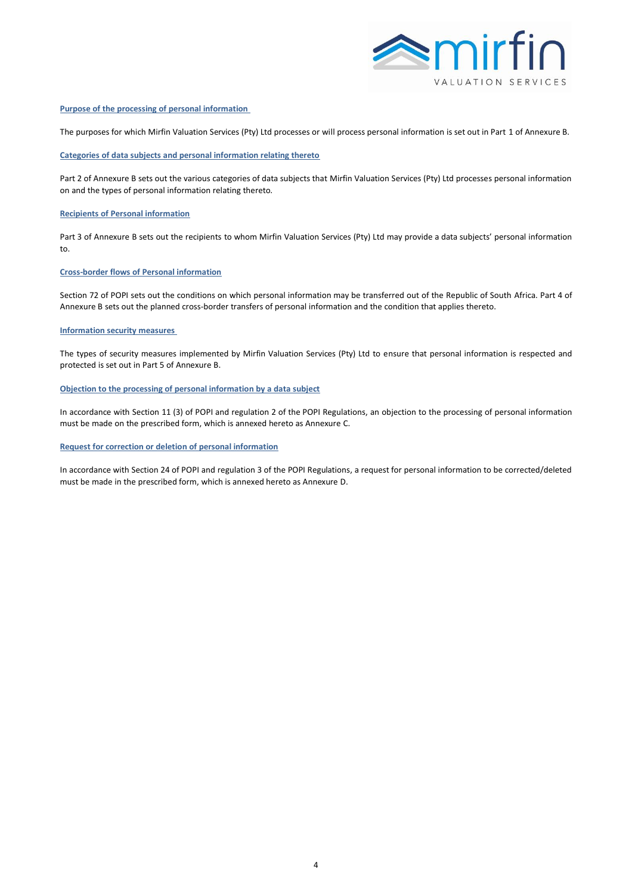**Purpose of the processing of personal information**

The purposes for which Mirfin Valuation Services (Pty) Ltd processes or will process personal information is set out in Part 1 of Annexure B.

**Categories of data subjects and personal information relating thereto**

Part 2 of Annexure B sets out the various categories of data subjects that Mirfin Valuation Services (Pty) Ltd processes personal information on and the types of personal information relating thereto.

**Recipients of Personal information**

Part 3 of Annexure B sets out the recipients to whom Mirfin Valuation Services (Pty) Ltd may provide a data subjects' personal information to.

**Cross-border flows of Personal information**

Section 72 of POPI sets out the conditions on which personal information may be transferred out of the Republic of South Africa. Part 4 of Annexure B sets out the planned cross-border transfers of personal information and the condition that applies thereto.

**Information security measures**

The types of security measures implemented by Mirfin Valuation Services (Pty) Ltd to ensure that personal information is respected and protected is set out in Part 5 of Annexure B.

**Objection to the processing of personal information by a data subject**

In accordance with Section 11 (3) of POPI and regulation 2 of the POPI Regulations, an objection to the processing of personal information must be made on the prescribed form, which is annexed hereto as Annexure C.

**Request for correction or deletion of personal information**

In accordance with Section 24 of POPI and regulation 3 of the POPI Regulations, a request for personal information to be corrected/deleted must be made in the prescribed form, which is annexed hereto as Annexure D.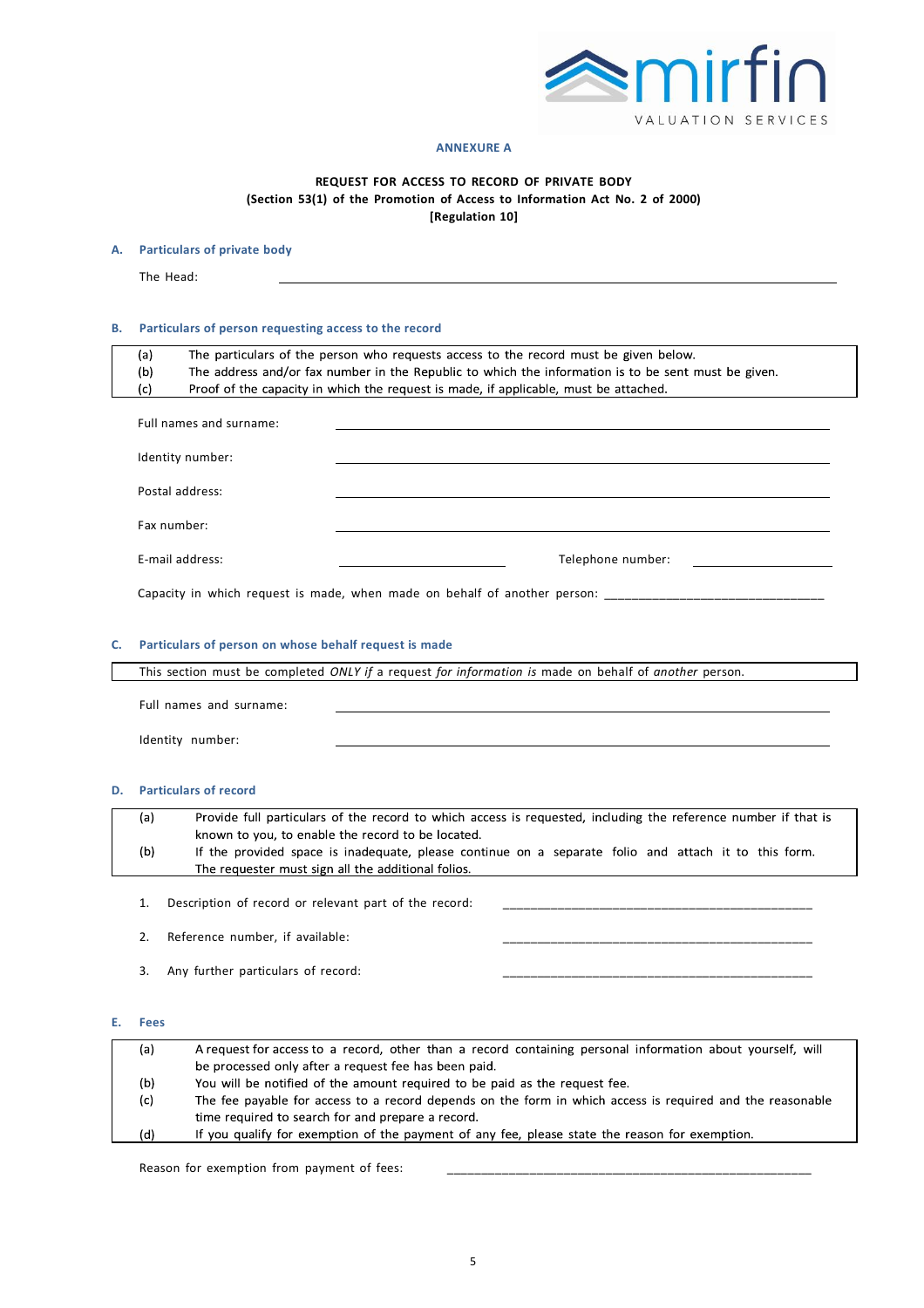**ANNEXURE A**

**REQUEST FOR ACCESS TO RECORD OF PRIVATE BODY**
**(Section 53(1) of the Promotion of Access to Information Act No. 2 of 2000)**
**[Regulation 10]**

## A. Particulars of private body

The Head: ____________________________________________

## B. Particulars of person requesting access to the record

(a) The particulars of the person who requests access to the record must be given below.
(b) The address and/or fax number in the Republic to which the information is to be sent must be given.
(c) Proof of the capacity in which the request is made, if applicable, must be attached.

Full names and surname: ____________________________________________

Identity number: ____________________________________________

Postal address: ____________________________________________

Fax number: ____________________________________________

E-mail address: ______________________ Telephone number: ______________________

Capacity in which request is made, when made on behalf of another person: ________________________________

## C. Particulars of person on whose behalf request is made

This section must be completed *ONLY if* a request *for information is* made on behalf of *another* person.

Full names and surname: ____________________________________________

Identity number: ____________________________________________

## D. Particulars of record

(a) Provide full particulars of the record to which access is requested, including the reference number if that is known to you, to enable the record to be located.
(b) If the provided space is inadequate, please continue on a separate folio and attach it to this form. The requester must sign all the additional folios.

1. Description of record or relevant part of the record: ____________________________________________

2. Reference number, if available: ____________________________________________

3. Any further particulars of record: ____________________________________________

## E. Fees

(a) A request for access to a record, other than a record containing personal information about yourself, will be processed only after a request fee has been paid.
(b) You will be notified of the amount required to be paid as the request fee.
(c) The fee payable for access to a record depends on the form in which access is required and the reasonable time required to search for and prepare a record.
(d) If you qualify for exemption of the payment of any fee, please state the reason for exemption.

Reason for exemption from payment of fees: ____________________________________________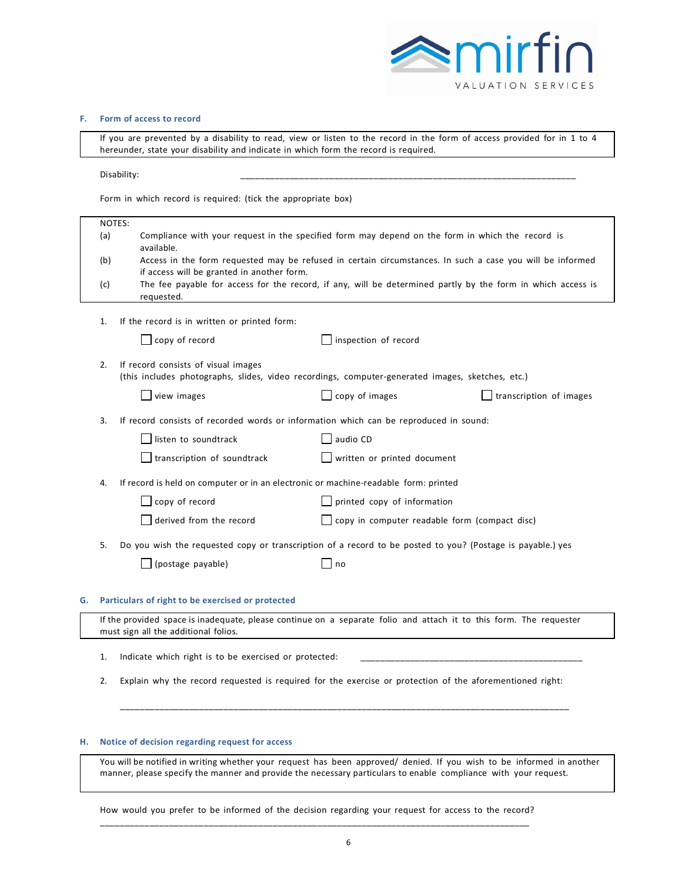### F. Form of access to record

If you are prevented by a disability to read, view or listen to the record in the form of access provided for in 1 to 4 hereunder, state your disability and indicate in which form the record is required.

Disability: ______________________________________________________________________

Form in which record is required: (tick the appropriate box)

NOTES:

(a) Compliance with your request in the specified form may depend on the form in which the record is available.

(b) Access in the form requested may be refused in certain circumstances. In such a case you will be informed if access will be granted in another form.

(c) The fee payable for access for the record, if any, will be determined partly by the form in which access is requested.

1. If the record is in written or printed form:

   ☐ copy of record ☐ inspection of record

2. If record consists of visual images
   (this includes photographs, slides, video recordings, computer-generated images, sketches, etc.)

   ☐ view images ☐ copy of images ☐ transcription of images

3. If record consists of recorded words or information which can be reproduced in sound:

   ☐ listen to soundtrack ☐ audio CD

   ☐ transcription of soundtrack ☐ written or printed document

4. If record is held on computer or in an electronic or machine-readable form: printed

   ☐ copy of record ☐ printed copy of information

   ☐ derived from the record ☐ copy in computer readable form (compact disc)

5. Do you wish the requested copy or transcription of a record to be posted to you? (Postage is payable.) yes

   ☐ (postage payable) ☐ no

### G. Particulars of right to be exercised or protected

If the provided space is inadequate, please continue on a separate folio and attach it to this form. The requester must sign all the additional folios.

1. Indicate which right is to be exercised or protected: _______________________________________________

2. Explain why the record requested is required for the exercise or protection of the aforementioned right:

   ____________________________________________________________________________________________

### H. Notice of decision regarding request for access

You will be notified in writing whether your request has been approved/ denied. If you wish to be informed in another manner, please specify the manner and provide the necessary particulars to enable compliance with your request.

How would you prefer to be informed of the decision regarding your request for access to the record?

____________________________________________________________________________________________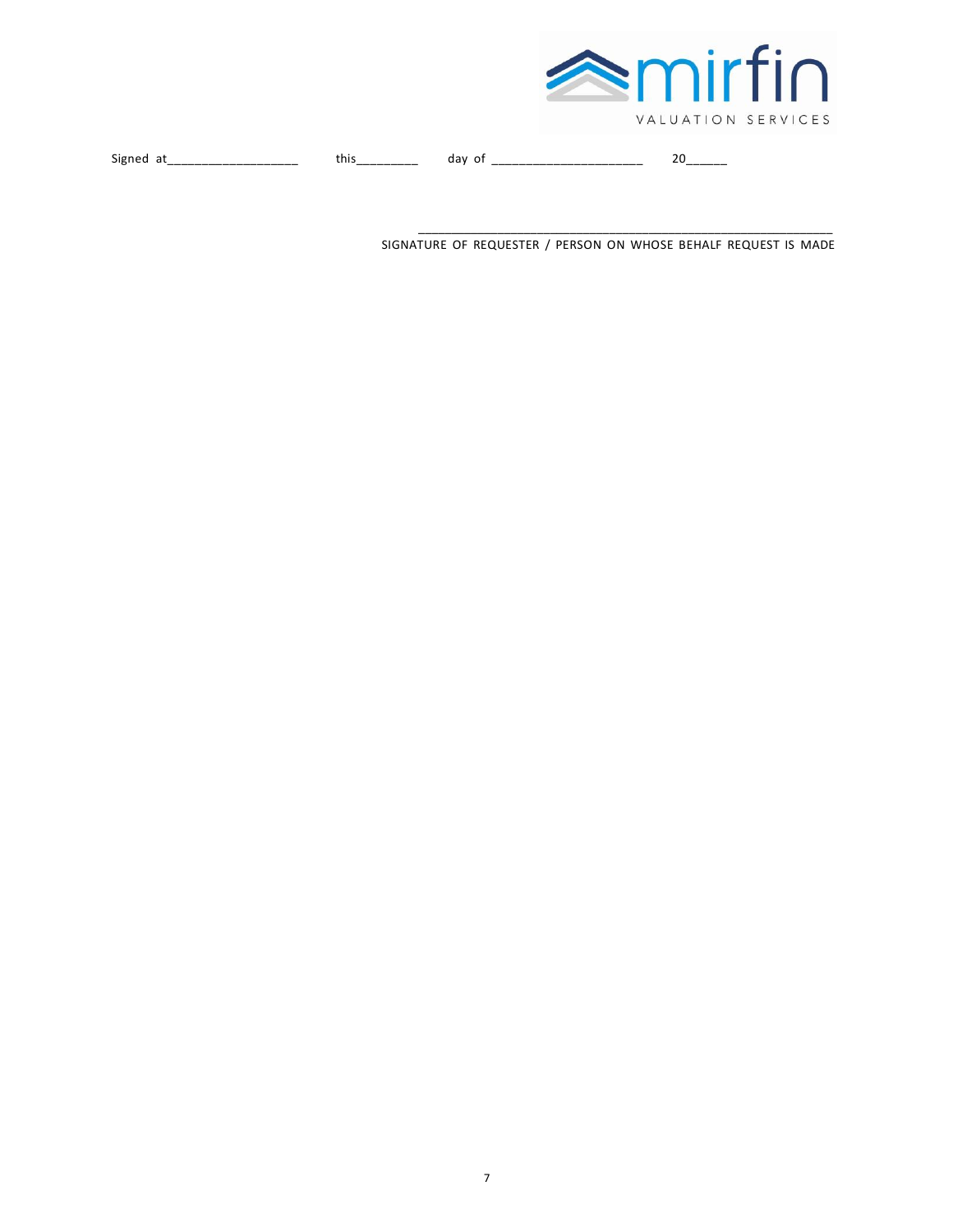Signed at__________________ this________ day of ____________________ 20______

_______________________________________________________

SIGNATURE OF REQUESTER / PERSON ON WHOSE BEHALF REQUEST IS MADE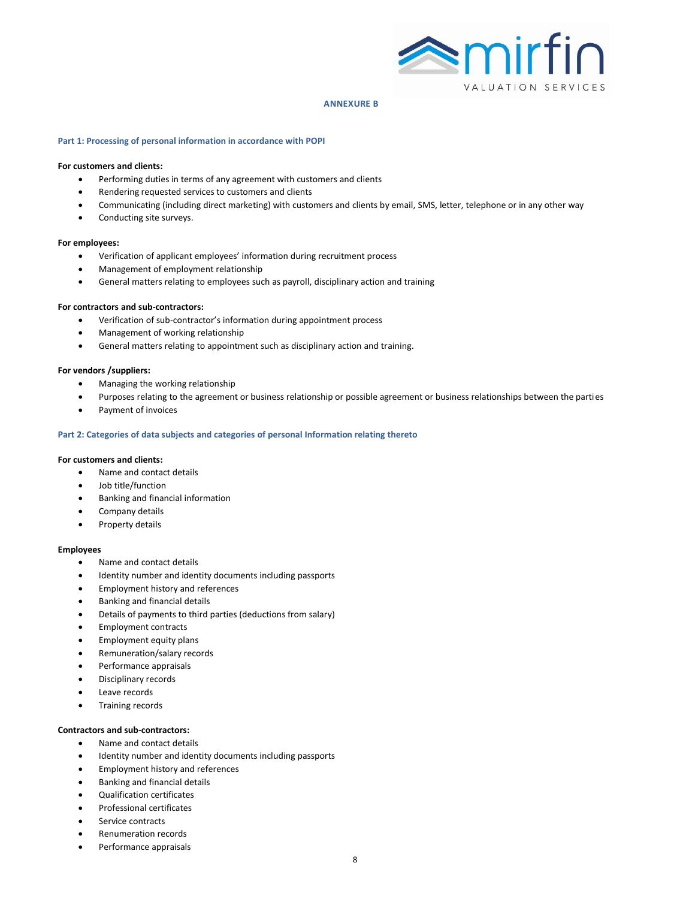## ANNEXURE B

### Part 1: Processing of personal information in accordance with POPI

**For customers and clients:**

- Performing duties in terms of any agreement with customers and clients
- Rendering requested services to customers and clients
- Communicating (including direct marketing) with customers and clients by email, SMS, letter, telephone or in any other way
- Conducting site surveys.

**For employees:**

- Verification of applicant employees' information during recruitment process
- Management of employment relationship
- General matters relating to employees such as payroll, disciplinary action and training

**For contractors and sub-contractors:**

- Verification of sub-contractor's information during appointment process
- Management of working relationship
- General matters relating to appointment such as disciplinary action and training.

**For vendors /suppliers:**

- Managing the working relationship
- Purposes relating to the agreement or business relationship or possible agreement or business relationships between the parties
- Payment of invoices

### Part 2: Categories of data subjects and categories of personal Information relating thereto

**For customers and clients:**

- Name and contact details
- Job title/function
- Banking and financial information
- Company details
- Property details

**Employees**

- Name and contact details
- Identity number and identity documents including passports
- Employment history and references
- Banking and financial details
- Details of payments to third parties (deductions from salary)
- Employment contracts
- Employment equity plans
- Remuneration/salary records
- Performance appraisals
- Disciplinary records
- Leave records
- Training records

**Contractors and sub-contractors:**

- Name and contact details
- Identity number and identity documents including passports
- Employment history and references
- Banking and financial details
- Qualification certificates
- Professional certificates
- Service contracts
- Renumeration records
- Performance appraisals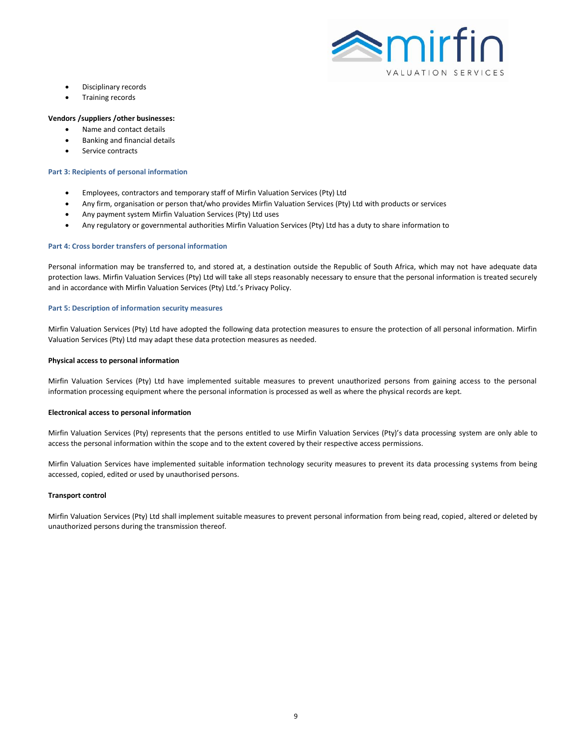- Disciplinary records
- Training records

**Vendors /suppliers /other businesses:**

- Name and contact details
- Banking and financial details
- Service contracts

### Part 3: Recipients of personal information

- Employees, contractors and temporary staff of Mirfin Valuation Services (Pty) Ltd
- Any firm, organisation or person that/who provides Mirfin Valuation Services (Pty) Ltd with products or services
- Any payment system Mirfin Valuation Services (Pty) Ltd uses
- Any regulatory or governmental authorities Mirfin Valuation Services (Pty) Ltd has a duty to share information to

### Part 4: Cross border transfers of personal information

Personal information may be transferred to, and stored at, a destination outside the Republic of South Africa, which may not have adequate data protection laws. Mirfin Valuation Services (Pty) Ltd will take all steps reasonably necessary to ensure that the personal information is treated securely and in accordance with Mirfin Valuation Services (Pty) Ltd.'s Privacy Policy.

### Part 5: Description of information security measures

Mirfin Valuation Services (Pty) Ltd have adopted the following data protection measures to ensure the protection of all personal information. Mirfin Valuation Services (Pty) Ltd may adapt these data protection measures as needed.

**Physical access to personal information**

Mirfin Valuation Services (Pty) Ltd have implemented suitable measures to prevent unauthorized persons from gaining access to the personal information processing equipment where the personal information is processed as well as where the physical records are kept.

**Electronical access to personal information**

Mirfin Valuation Services (Pty) represents that the persons entitled to use Mirfin Valuation Services (Pty)'s data processing system are only able to access the personal information within the scope and to the extent covered by their respective access permissions.

Mirfin Valuation Services have implemented suitable information technology security measures to prevent its data processing systems from being accessed, copied, edited or used by unauthorised persons.

**Transport control**

Mirfin Valuation Services (Pty) Ltd shall implement suitable measures to prevent personal information from being read, copied, altered or deleted by unauthorized persons during the transmission thereof.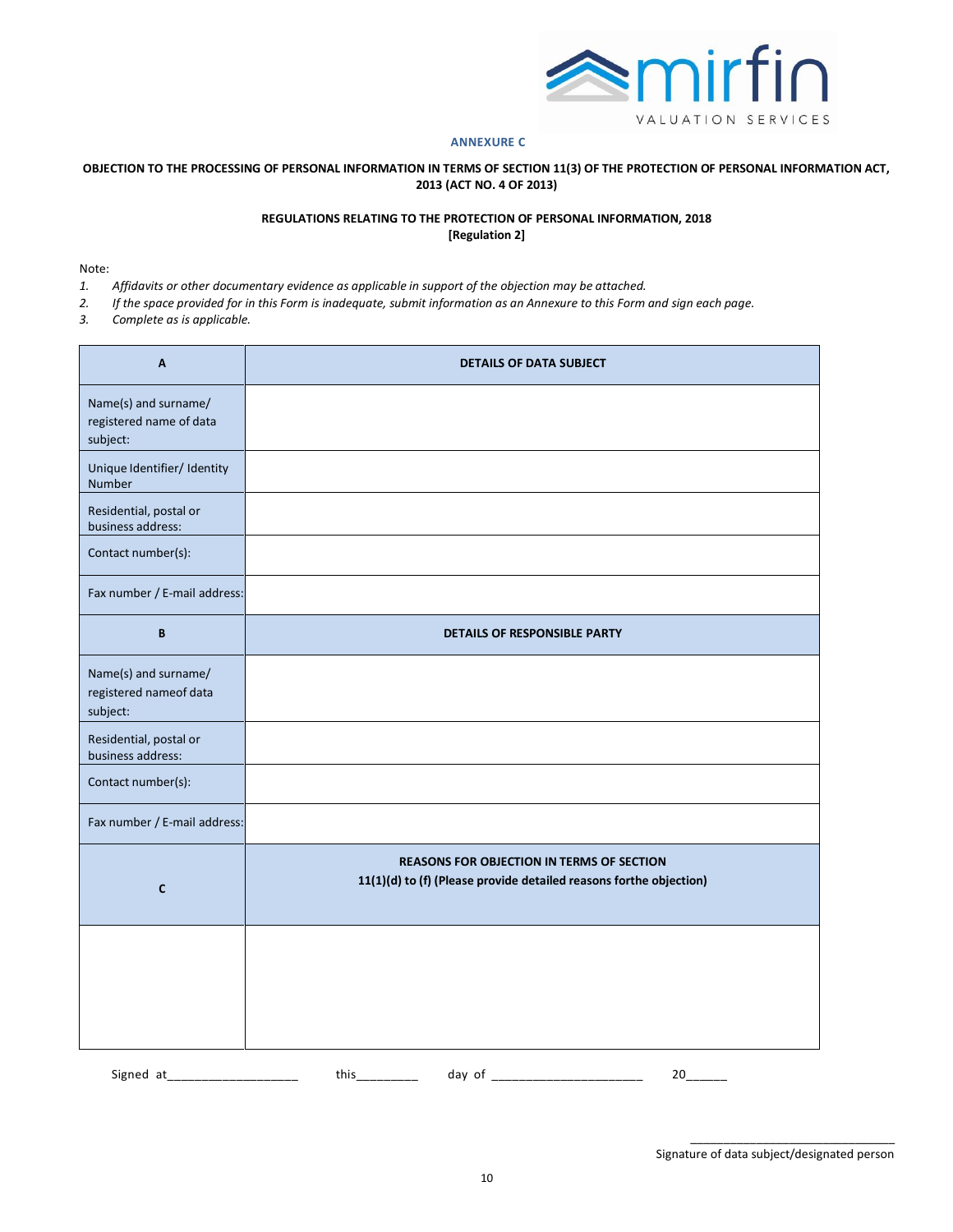**ANNEXURE C**

**OBJECTION TO THE PROCESSING OF PERSONAL INFORMATION IN TERMS OF SECTION 11(3) OF THE PROTECTION OF PERSONAL INFORMATION ACT, 2013 (ACT NO. 4 OF 2013)**

**REGULATIONS RELATING TO THE PROTECTION OF PERSONAL INFORMATION, 2018**
**[Regulation 2]**

Note:

1. *Affidavits or other documentary evidence as applicable in support of the objection may be attached.*
2. *If the space provided for in this Form is inadequate, submit information as an Annexure to this Form and sign each page.*
3. *Complete as is applicable.*

| **A** | **DETAILS OF DATA SUBJECT** |
|---|---|
| Name(s) and surname/ registered name of data subject: | |
| Unique Identifier/ Identity Number | |
| Residential, postal or business address: | |
| Contact number(s): | |
| Fax number / E-mail address: | |
| **B** | **DETAILS OF RESPONSIBLE PARTY** |
| Name(s) and surname/ registered nameof data subject: | |
| Residential, postal or business address: | |
| Contact number(s): | |
| Fax number / E-mail address: | |
| **C** | **REASONS FOR OBJECTION IN TERMS OF SECTION 11(1)(d) to (f) (Please provide detailed reasons forthe objection)** |
| | |

Signed at___________________ this_________ day of ______________________ 20______

_______________________________
Signature of data subject/designated person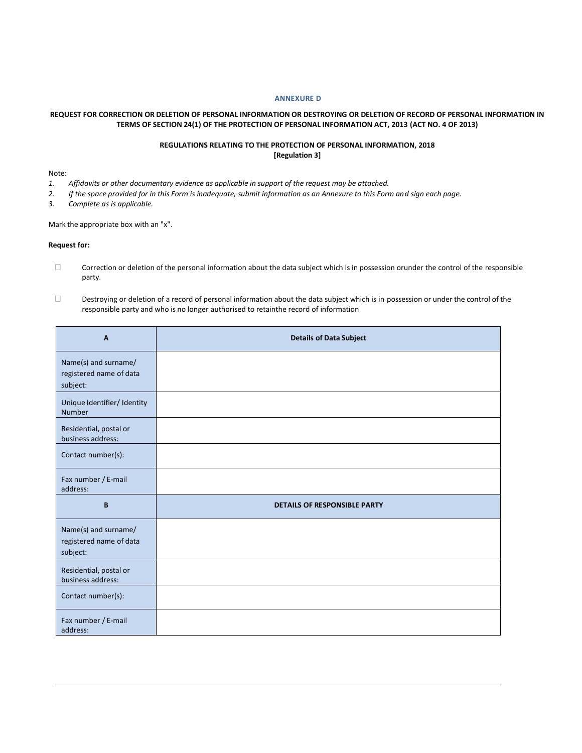## ANNEXURE D

**REQUEST FOR CORRECTION OR DELETION OF PERSONAL INFORMATION OR DESTROYING OR DELETION OF RECORD OF PERSONAL INFORMATION IN TERMS OF SECTION 24(1) OF THE PROTECTION OF PERSONAL INFORMATION ACT, 2013 (ACT NO. 4 OF 2013)**

**REGULATIONS RELATING TO THE PROTECTION OF PERSONAL INFORMATION, 2018**
**[Regulation 3]**

Note:

1. *Affidavits or other documentary evidence as applicable in support of the request may be attached.*
2. *If the space provided for in this Form is inadequate, submit information as an Annexure to this Form and sign each page.*
3. *Complete as is applicable.*

Mark the appropriate box with an "x".

**Request for:**

☐ Correction or deletion of the personal information about the data subject which is in possession orunder the control of the responsible party.

☐ Destroying or deletion of a record of personal information about the data subject which is in possession or under the control of the responsible party and who is no longer authorised to retainthe record of information

| **A** | **Details of Data Subject** |
|---|---|
| Name(s) and surname/ registered name of data subject: | |
| Unique Identifier/ Identity Number | |
| Residential, postal or business address: | |
| Contact number(s): | |
| Fax number / E-mail address: | |
| **B** | **DETAILS OF RESPONSIBLE PARTY** |
| Name(s) and surname/ registered name of data subject: | |
| Residential, postal or business address: | |
| Contact number(s): | |
| Fax number / E-mail address: | |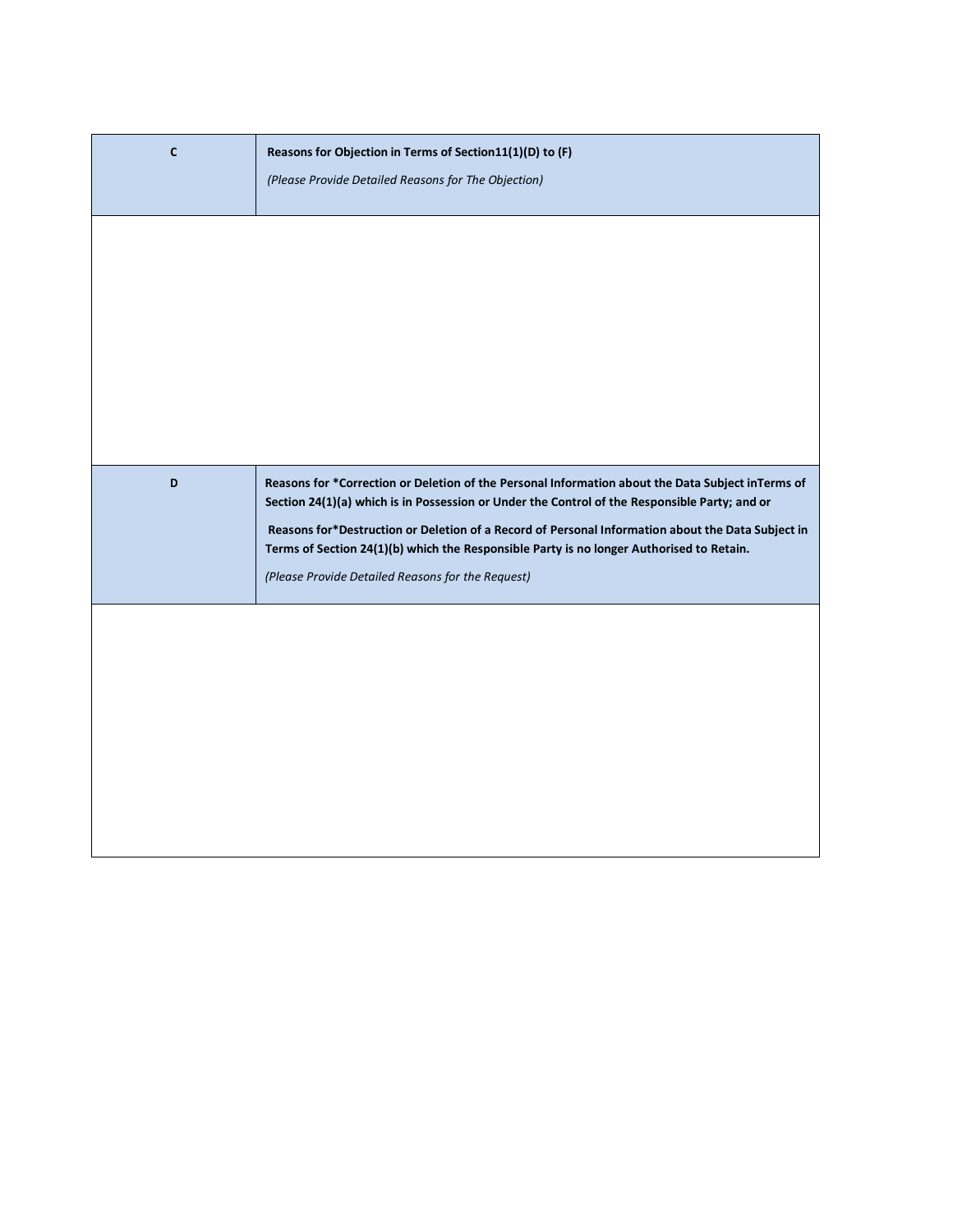| | |
|---|---|
| **C** | **Reasons for Objection in Terms of Section11(1)(D) to (F)**<br><br>*(Please Provide Detailed Reasons for The Objection)* |
| | |
| **D** | **Reasons for *Correction or Deletion of the Personal Information about the Data Subject inTerms of Section 24(1)(a) which is in Possession or Under the Control of the Responsible Party; and or**<br><br>**Reasons for*Destruction or Deletion of a Record of Personal Information about the Data Subject in Terms of Section 24(1)(b) which the Responsible Party is no longer Authorised to Retain.**<br><br>*(Please Provide Detailed Reasons for the Request)* |
| | |